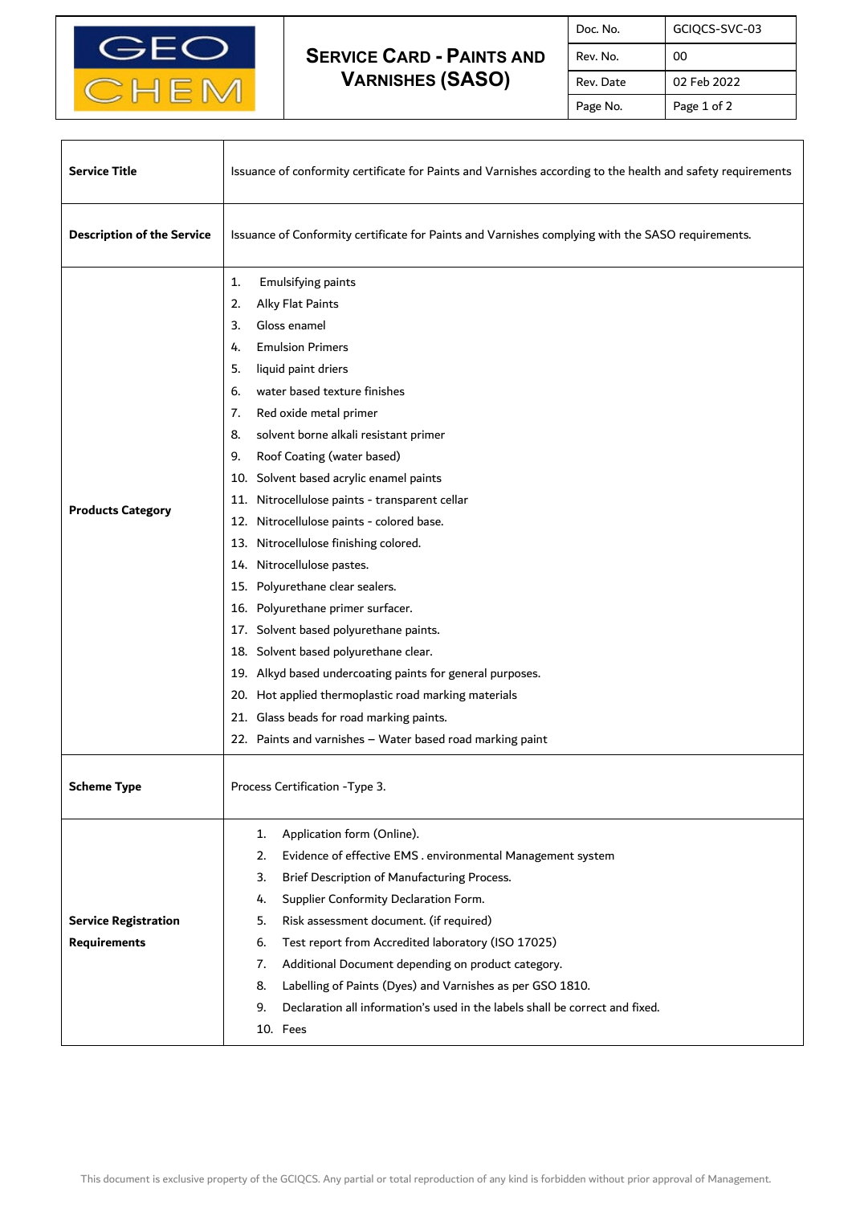# Service Card - Paints and Varnishes (SASO)

| | |
|---|---|
| Doc. No. | GCIQCS-SVC-03 |
| Rev. No. | 00 |
| Rev. Date | 02 Feb 2022 |

| | |
|---|---|
| **Service Title** | Issuance of conformity certificate for Paints and Varnishes according to the health and safety requirements |
| **Description of the Service** | Issuance of Conformity certificate for Paints and Varnishes complying with the SASO requirements. |
| **Products Category** | 1. Emulsifying paints<br>2. Alky Flat Paints<br>3. Gloss enamel<br>4. Emulsion Primers<br>5. liquid paint driers<br>6. water based texture finishes<br>7. Red oxide metal primer<br>8. solvent borne alkali resistant primer<br>9. Roof Coating (water based)<br>10. Solvent based acrylic enamel paints<br>11. Nitrocellulose paints - transparent cellar<br>12. Nitrocellulose paints - colored base.<br>13. Nitrocellulose finishing colored.<br>14. Nitrocellulose pastes.<br>15. Polyurethane clear sealers.<br>16. Polyurethane primer surfacer.<br>17. Solvent based polyurethane paints.<br>18. Solvent based polyurethane clear.<br>19. Alkyd based undercoating paints for general purposes.<br>20. Hot applied thermoplastic road marking materials<br>21. Glass beads for road marking paints.<br>22. Paints and varnishes – Water based road marking paint |
| **Scheme Type** | Process Certification -Type 3. |
| **Service Registration Requirements** | 1. Application form (Online).<br>2. Evidence of effective EMS . environmental Management system<br>3. Brief Description of Manufacturing Process.<br>4. Supplier Conformity Declaration Form.<br>5. Risk assessment document. (if required)<br>6. Test report from Accredited laboratory (ISO 17025)<br>7. Additional Document depending on product category.<br>8. Labelling of Paints (Dyes) and Varnishes as per GSO 1810.<br>9. Declaration all information's used in the labels shall be correct and fixed.<br>10. Fees |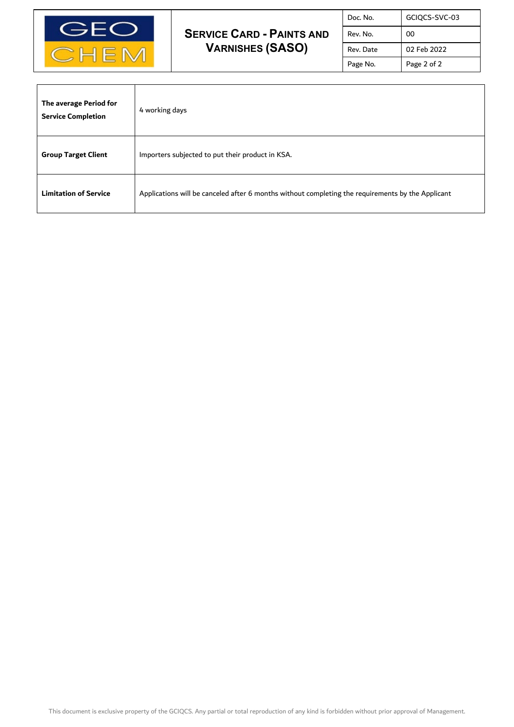| | |
|---|---|
| **The average Period for Service Completion** | 4 working days |
| **Group Target Client** | Importers subjected to put their product in KSA. |
| **Limitation of Service** | Applications will be canceled after 6 months without completing the requirements by the Applicant |